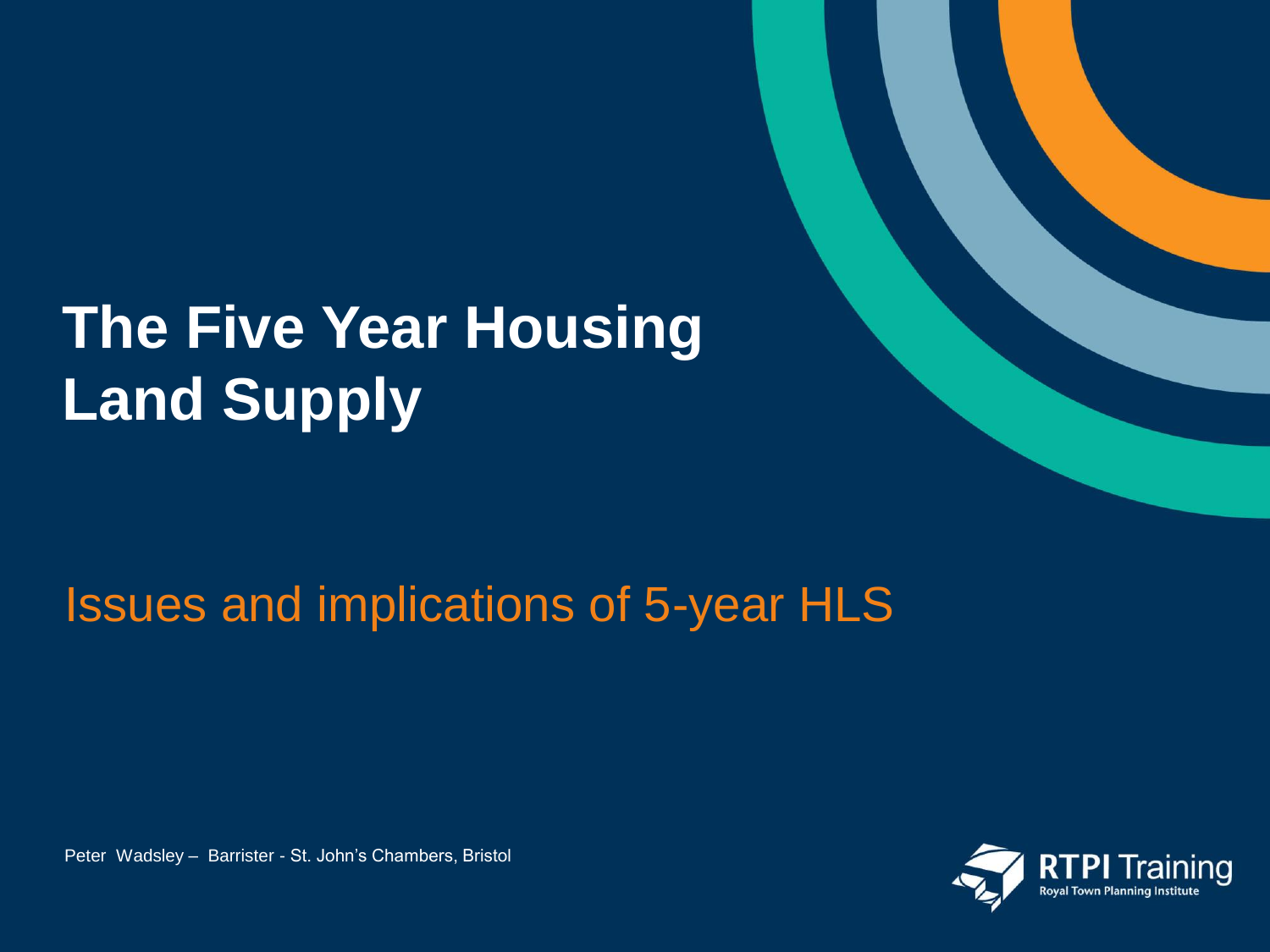# The Five Year Housing Land Supply

## Issues and implications of 5-year HLS

Peter Wadsley – Barrister - St. John's Chambers, Bristol

RTPI Training
Royal Town Planning Institute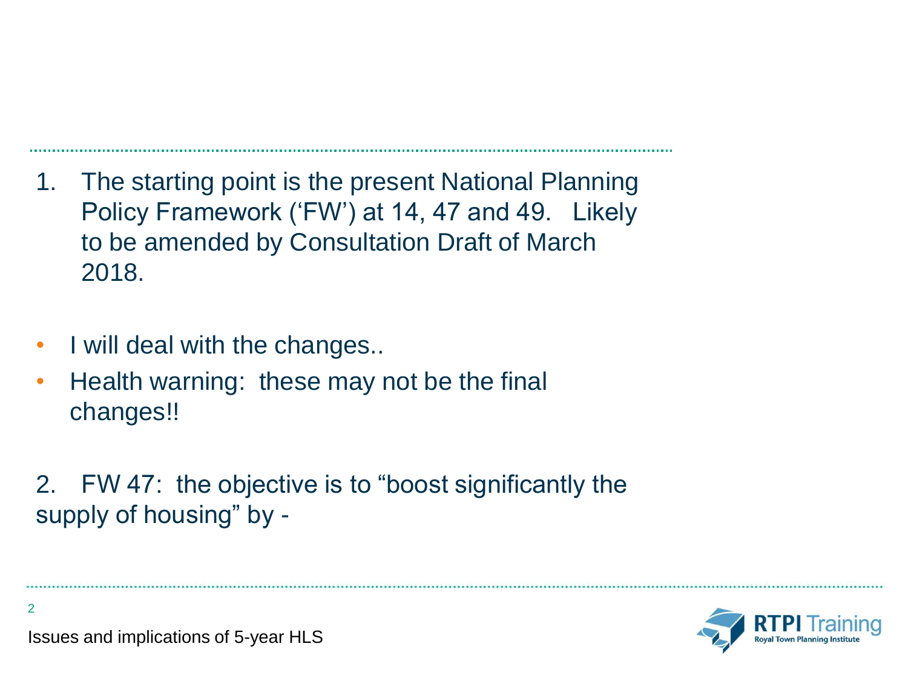1. The starting point is the present National Planning Policy Framework ('FW') at 14, 47 and 49. Likely to be amended by Consultation Draft of March 2018.

- I will deal with the changes..
- Health warning: these may not be the final changes!!

2. FW 47: the objective is to "boost significantly the supply of housing" by -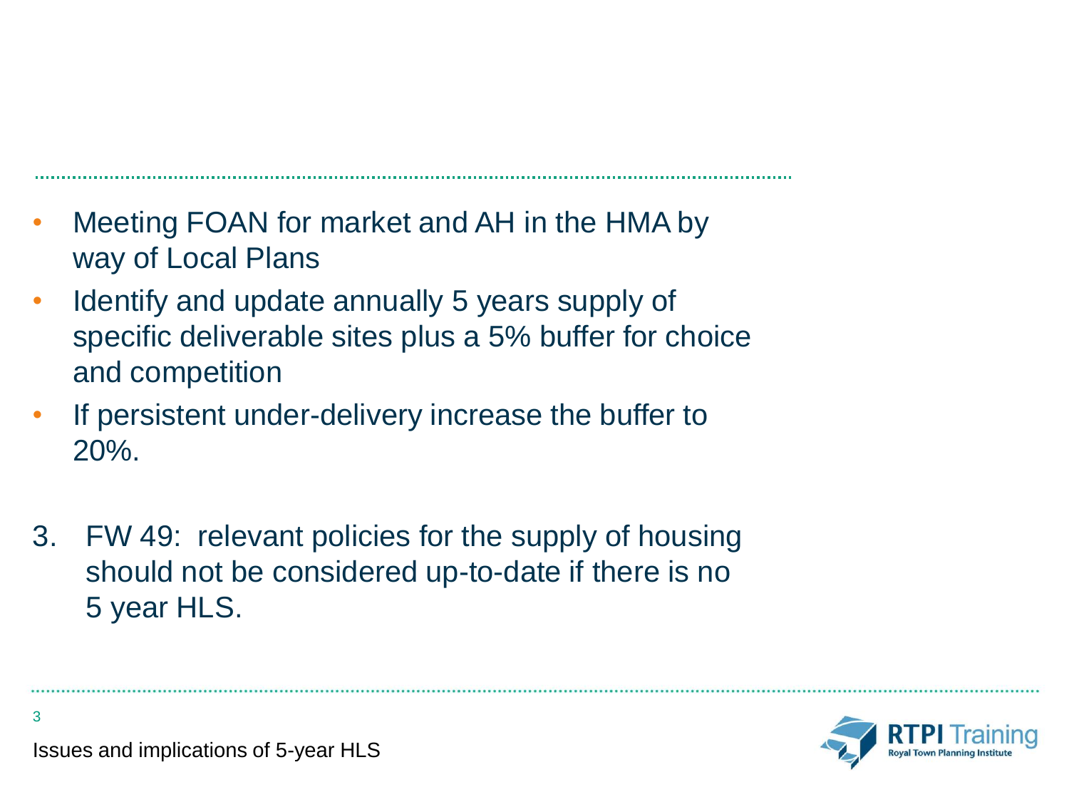- Meeting FOAN for market and AH in the HMA by way of Local Plans
- Identify and update annually 5 years supply of specific deliverable sites plus a 5% buffer for choice and competition
- If persistent under-delivery increase the buffer to 20%.

3. FW 49: relevant policies for the supply of housing should not be considered up-to-date if there is no 5 year HLS.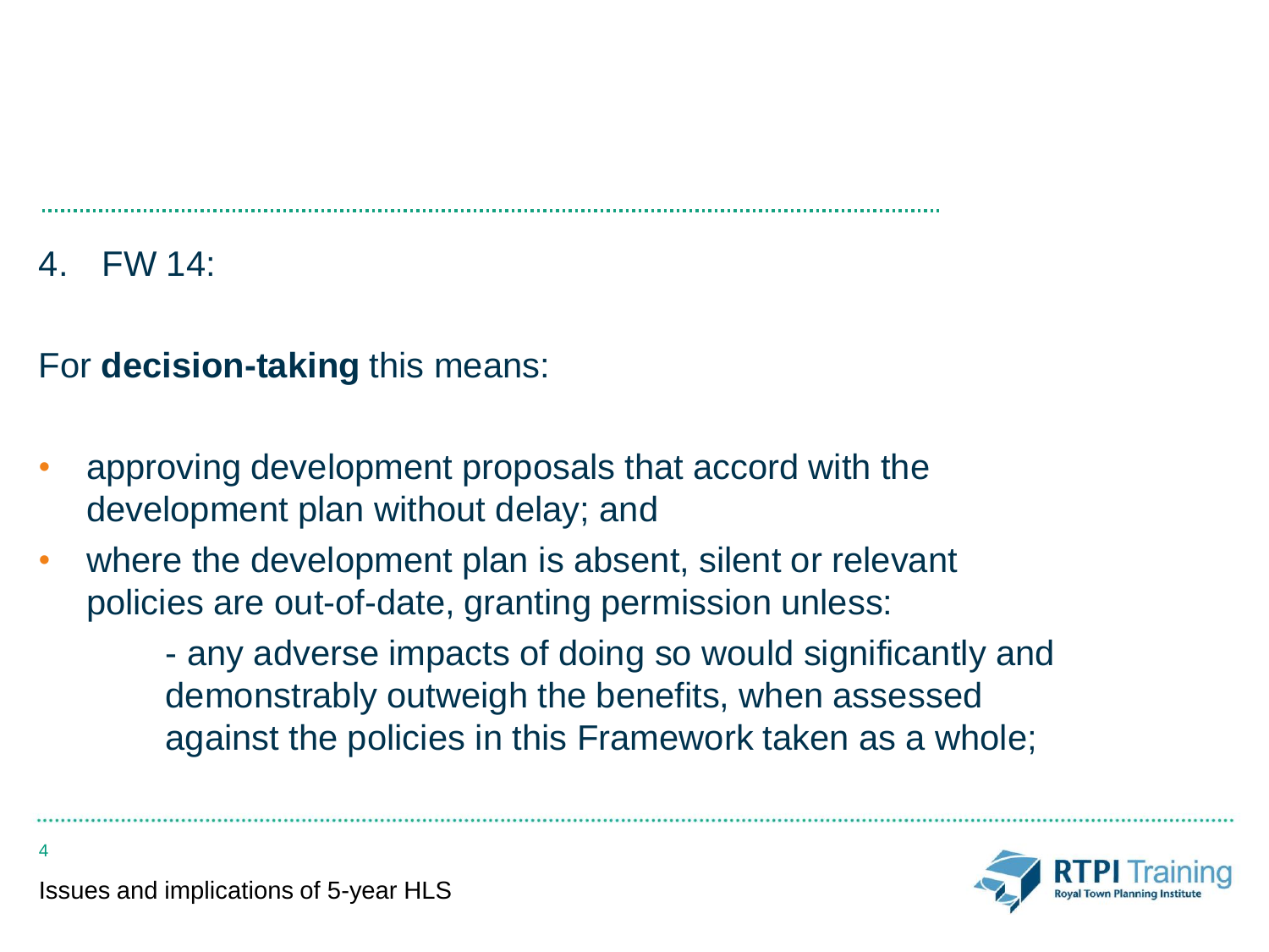4. FW 14:

For **decision-taking** this means:

- approving development proposals that accord with the development plan without delay; and
- where the development plan is absent, silent or relevant policies are out-of-date, granting permission unless:

  - any adverse impacts of doing so would significantly and demonstrably outweigh the benefits, when assessed against the policies in this Framework taken as a whole;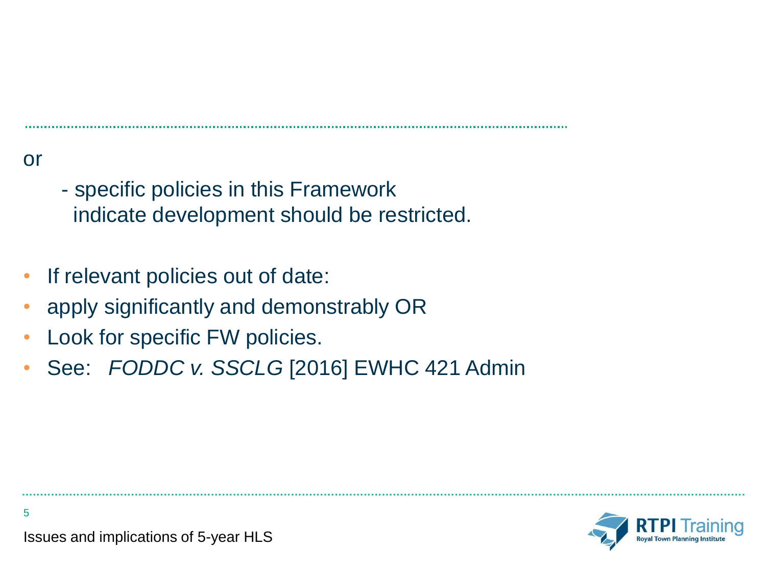or

- specific policies in this Framework indicate development should be restricted.

- If relevant policies out of date:
- apply significantly and demonstrably OR
- Look for specific FW policies.
- See: *FODDC v. SSCLG* [2016] EWHC 421 Admin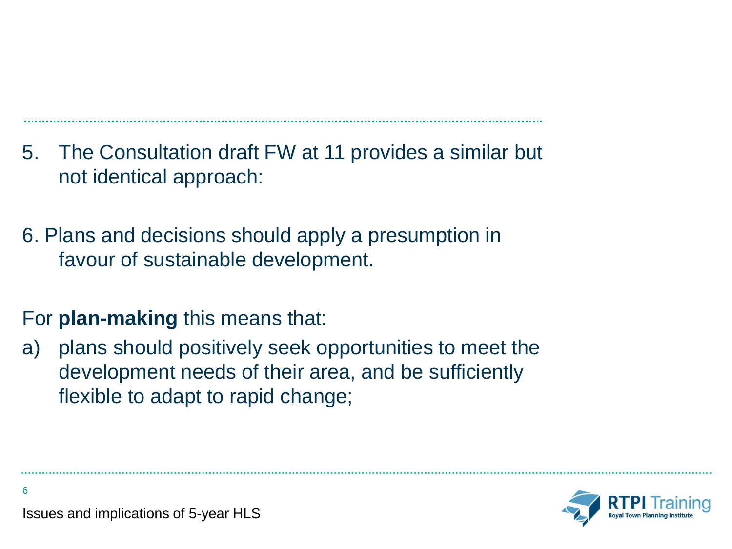5. The Consultation draft FW at 11 provides a similar but not identical approach:

6. Plans and decisions should apply a presumption in favour of sustainable development.

For **plan-making** this means that:

a) plans should positively seek opportunities to meet the development needs of their area, and be sufficiently flexible to adapt to rapid change;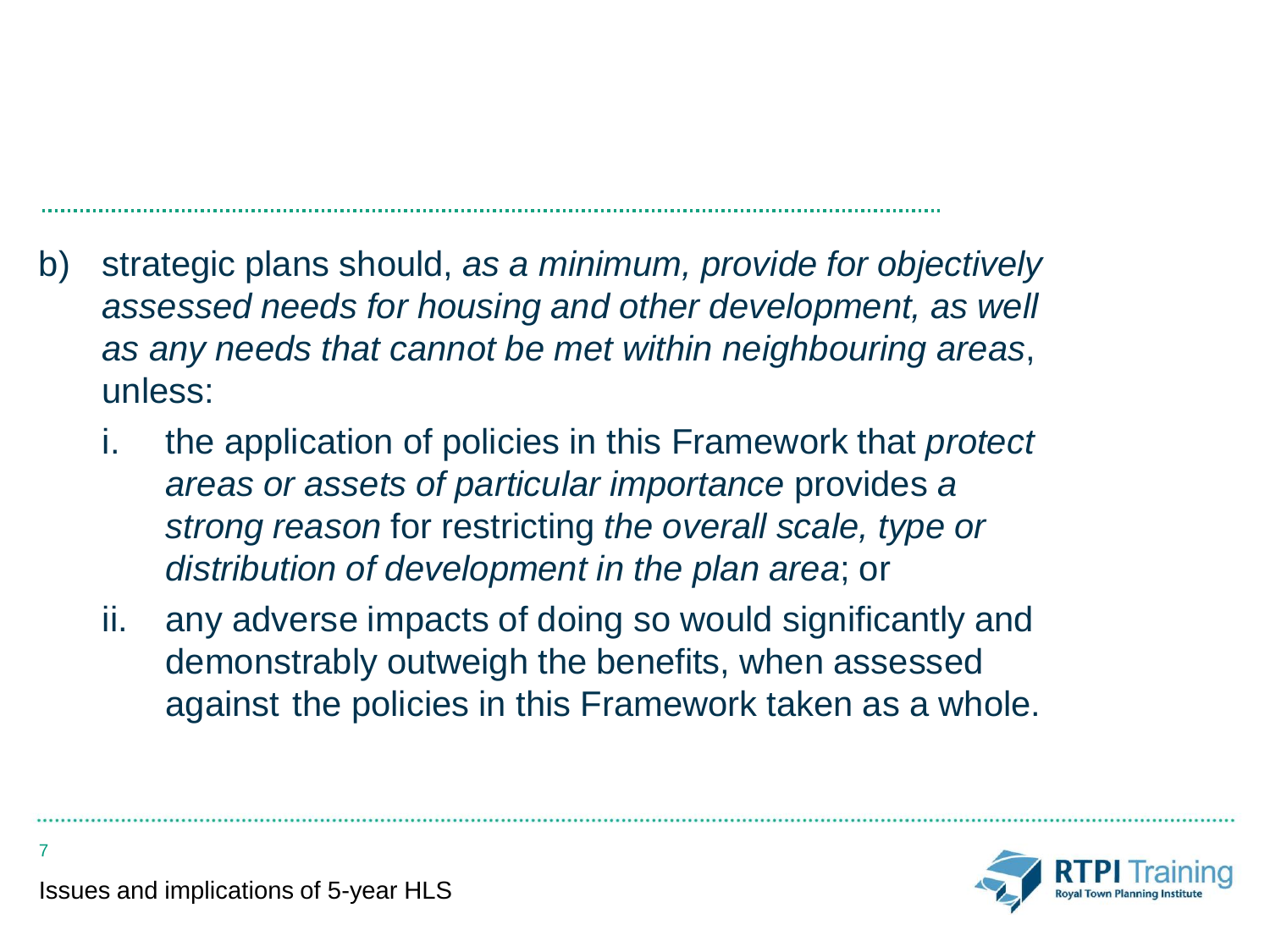b) strategic plans should, *as a minimum, provide for objectively assessed needs for housing and other development, as well as any needs that cannot be met within neighbouring areas*, unless:

   i. the application of policies in this Framework that *protect areas or assets of particular importance* provides *a strong reason* for restricting *the overall scale, type or distribution of development in the plan area*; or

   ii. any adverse impacts of doing so would significantly and demonstrably outweigh the benefits, when assessed against the policies in this Framework taken as a whole.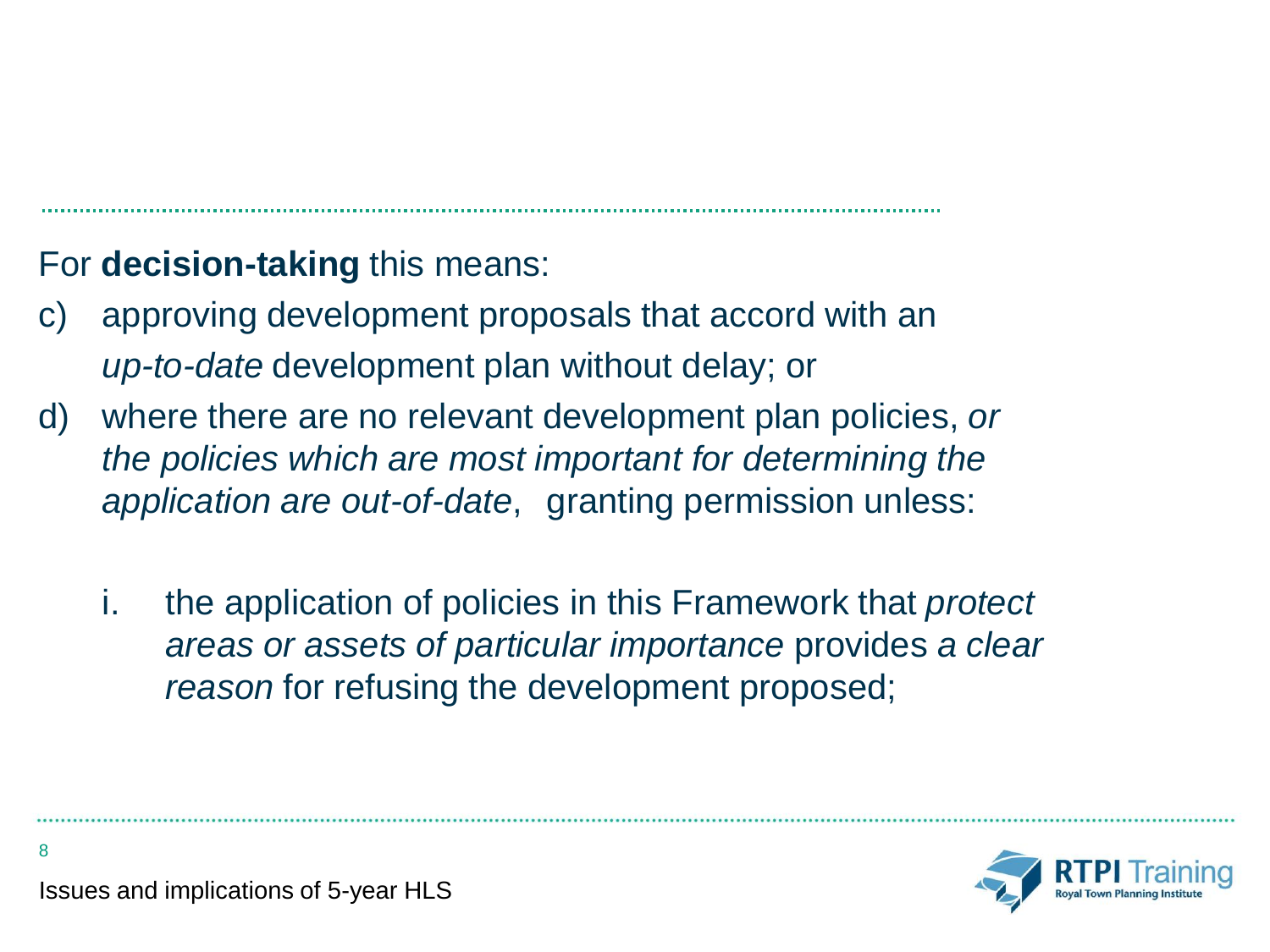For **decision-taking** this means:

c) approving development proposals that accord with an *up-to-date* development plan without delay; or

d) where there are no relevant development plan policies, *or the policies which are most important for determining the application are out-of-date*, granting permission unless:

   i. the application of policies in this Framework that *protect areas or assets of particular importance* provides *a clear reason* for refusing the development proposed;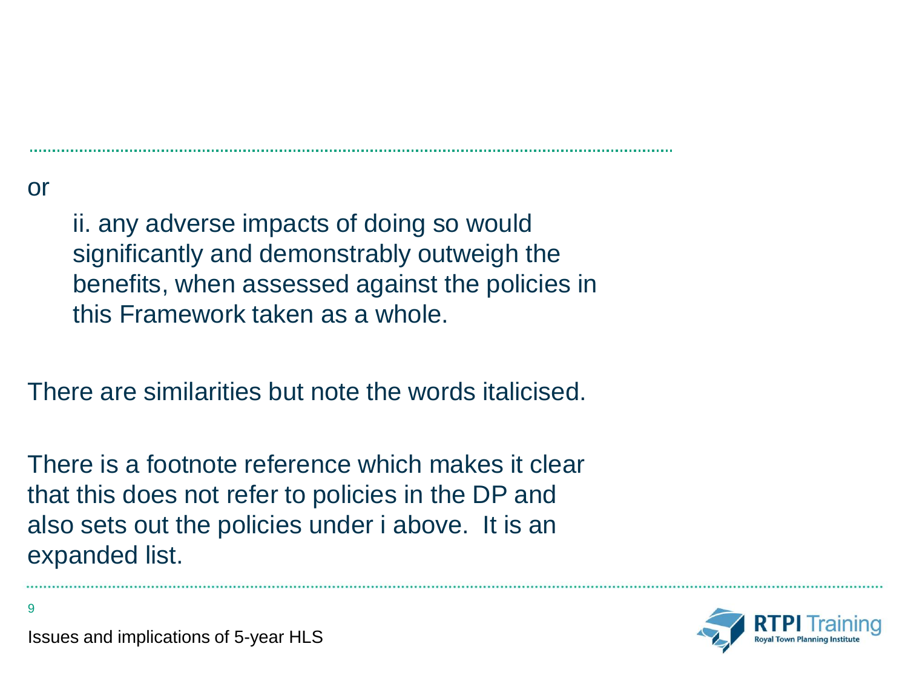or

> ii. any adverse impacts of doing so would significantly and demonstrably outweigh the benefits, when assessed against the policies in this Framework taken as a whole.

There are similarities but note the words italicised.

There is a footnote reference which makes it clear that this does not refer to policies in the DP and also sets out the policies under i above. It is an expanded list.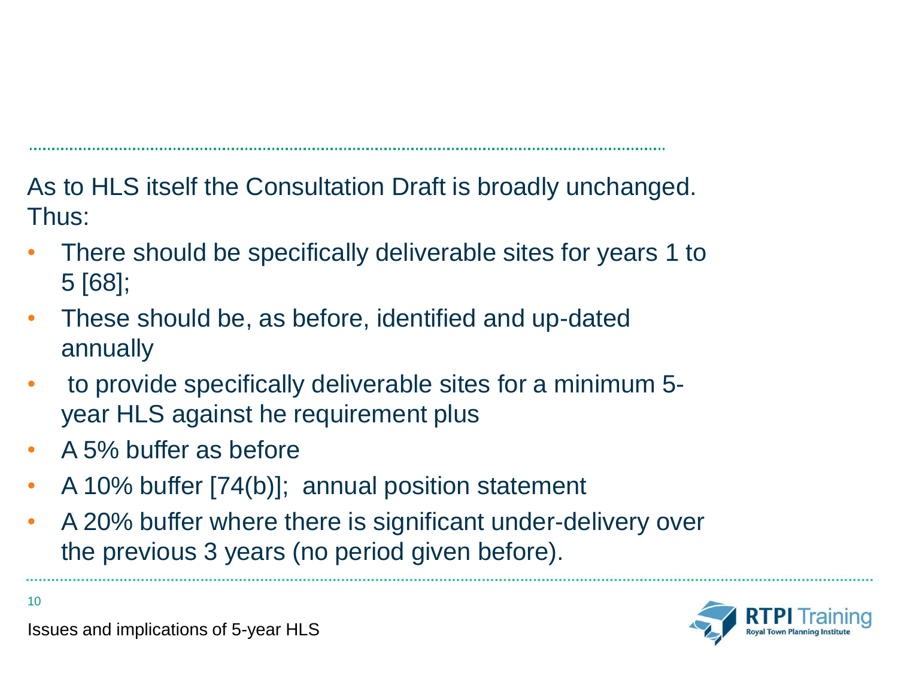As to HLS itself the Consultation Draft is broadly unchanged. Thus:

- There should be specifically deliverable sites for years 1 to 5 [68];
- These should be, as before, identified and up-dated annually
- to provide specifically deliverable sites for a minimum 5-year HLS against he requirement plus
- A 5% buffer as before
- A 10% buffer [74(b)]; annual position statement
- A 20% buffer where there is significant under-delivery over the previous 3 years (no period given before).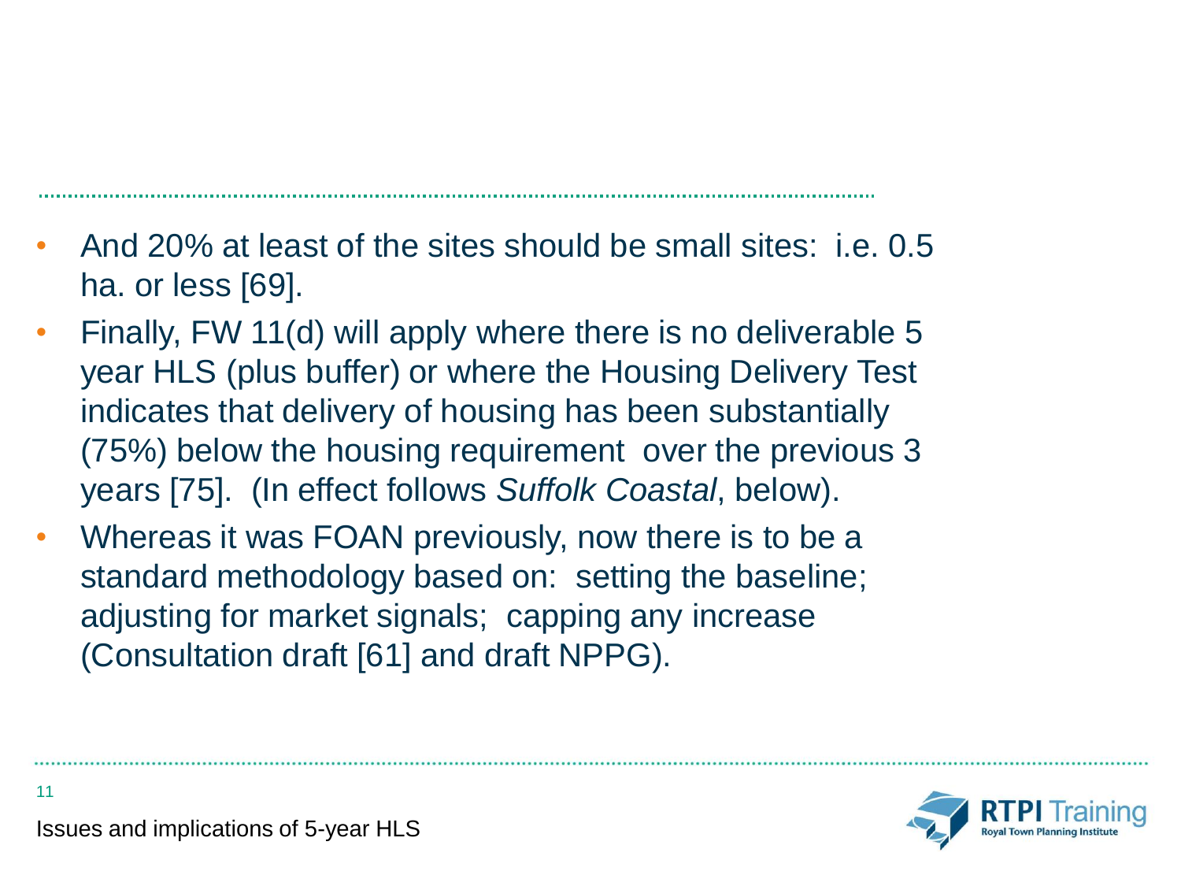- And 20% at least of the sites should be small sites: i.e. 0.5 ha. or less [69].
- Finally, FW 11(d) will apply where there is no deliverable 5 year HLS (plus buffer) or where the Housing Delivery Test indicates that delivery of housing has been substantially (75%) below the housing requirement over the previous 3 years [75]. (In effect follows *Suffolk Coastal*, below).
- Whereas it was FOAN previously, now there is to be a standard methodology based on: setting the baseline; adjusting for market signals; capping any increase (Consultation draft [61] and draft NPPG).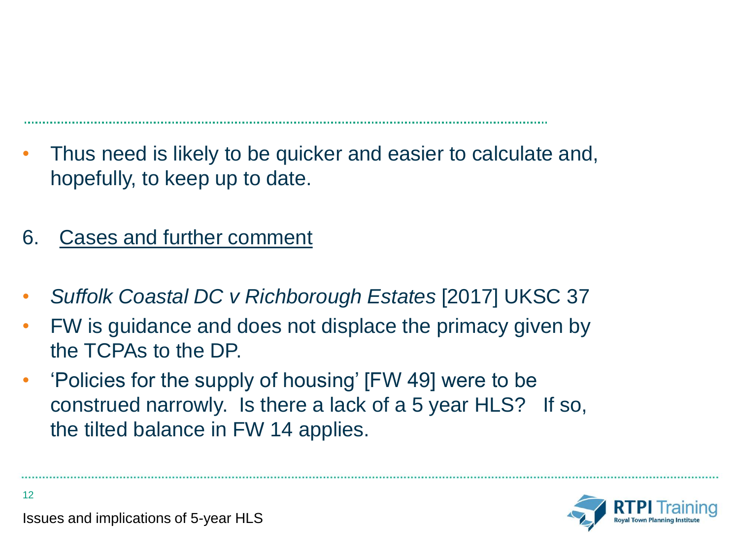- Thus need is likely to be quicker and easier to calculate and, hopefully, to keep up to date.

## 6. Cases and further comment

- *Suffolk Coastal DC v Richborough Estates* [2017] UKSC 37
- FW is guidance and does not displace the primacy given by the TCPAs to the DP.
- 'Policies for the supply of housing' [FW 49] were to be construed narrowly. Is there a lack of a 5 year HLS? If so, the tilted balance in FW 14 applies.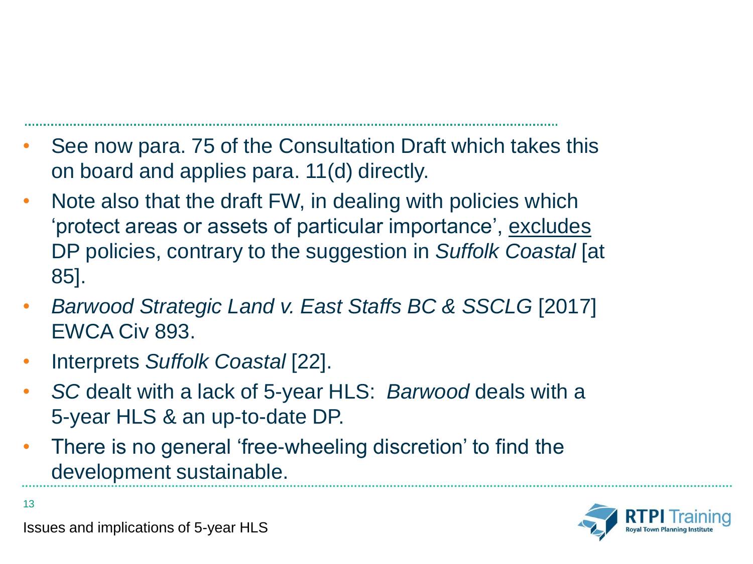- See now para. 75 of the Consultation Draft which takes this on board and applies para. 11(d) directly.
- Note also that the draft FW, in dealing with policies which 'protect areas or assets of particular importance', <u>excludes</u> DP policies, contrary to the suggestion in *Suffolk Coastal* [at 85].
- *Barwood Strategic Land v. East Staffs BC & SSCLG* [2017] EWCA Civ 893.
- Interprets *Suffolk Coastal* [22].
- *SC* dealt with a lack of 5-year HLS: *Barwood* deals with a 5-year HLS & an up-to-date DP.
- There is no general 'free-wheeling discretion' to find the development sustainable.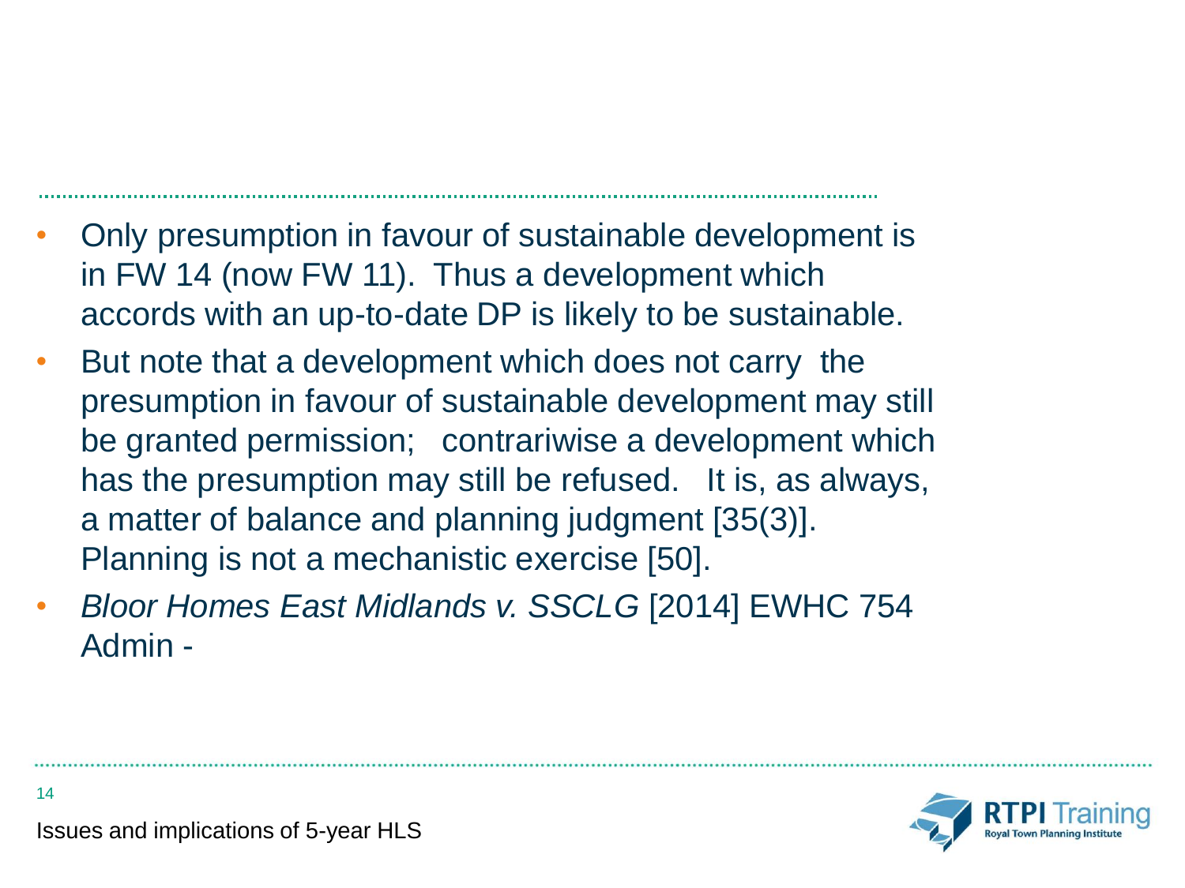- Only presumption in favour of sustainable development is in FW 14 (now FW 11). Thus a development which accords with an up-to-date DP is likely to be sustainable.
- But note that a development which does not carry the presumption in favour of sustainable development may still be granted permission; contrariwise a development which has the presumption may still be refused. It is, as always, a matter of balance and planning judgment [35(3)]. Planning is not a mechanistic exercise [50].
- *Bloor Homes East Midlands v. SSCLG* [2014] EWHC 754 Admin -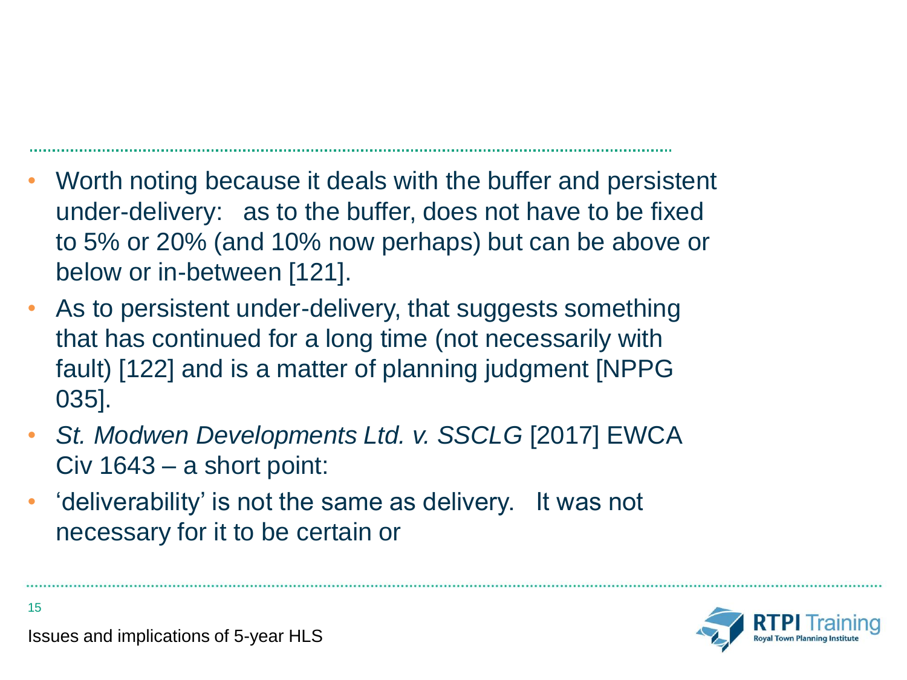- Worth noting because it deals with the buffer and persistent under-delivery: as to the buffer, does not have to be fixed to 5% or 20% (and 10% now perhaps) but can be above or below or in-between [121].
- As to persistent under-delivery, that suggests something that has continued for a long time (not necessarily with fault) [122] and is a matter of planning judgment [NPPG 035].
- *St. Modwen Developments Ltd. v. SSCLG* [2017] EWCA Civ 1643 – a short point:
- 'deliverability' is not the same as delivery. It was not necessary for it to be certain or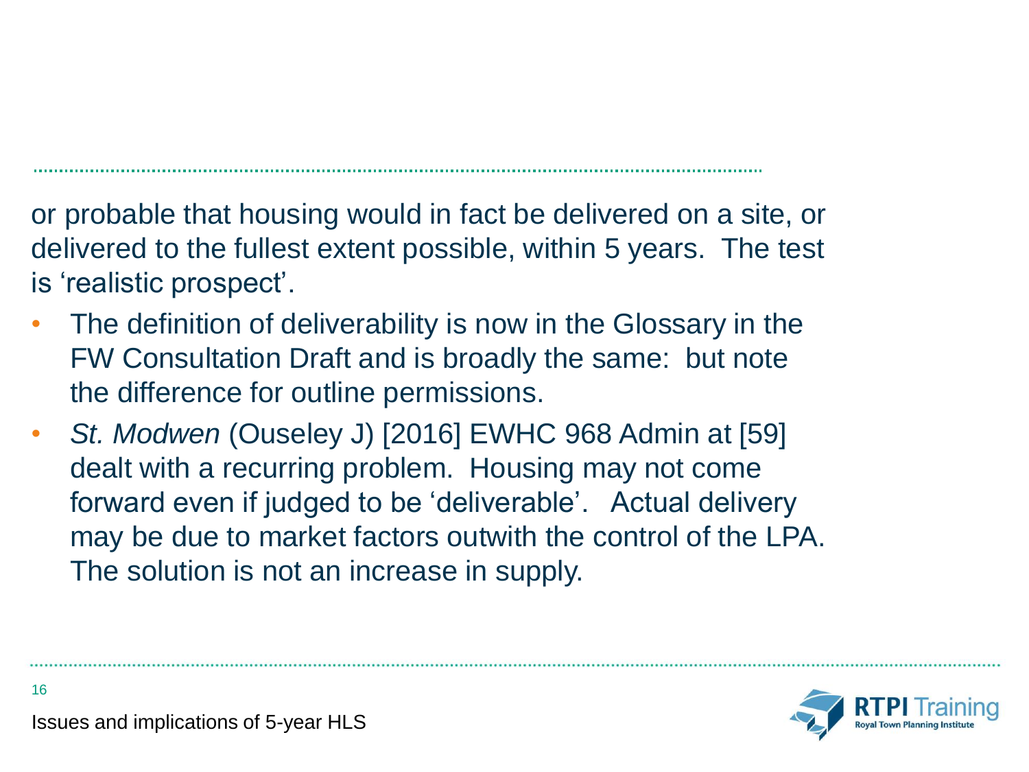or probable that housing would in fact be delivered on a site, or delivered to the fullest extent possible, within 5 years. The test is 'realistic prospect'.

- The definition of deliverability is now in the Glossary in the FW Consultation Draft and is broadly the same: but note the difference for outline permissions.
- *St. Modwen* (Ouseley J) [2016] EWHC 968 Admin at [59] dealt with a recurring problem. Housing may not come forward even if judged to be 'deliverable'. Actual delivery may be due to market factors outwith the control of the LPA. The solution is not an increase in supply.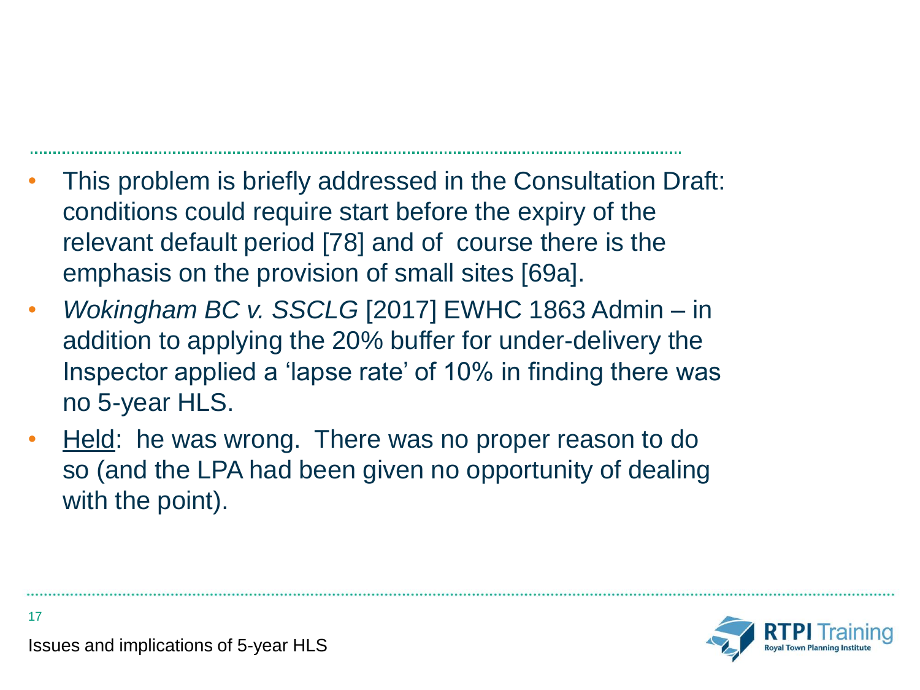- This problem is briefly addressed in the Consultation Draft: conditions could require start before the expiry of the relevant default period [78] and of  course there is the emphasis on the provision of small sites [69a].
- *Wokingham BC v. SSCLG* [2017] EWHC 1863 Admin – in addition to applying the 20% buffer for under-delivery the Inspector applied a 'lapse rate' of 10% in finding there was no 5-year HLS.
- <u>Held</u>:  he was wrong.  There was no proper reason to do so (and the LPA had been given no opportunity of dealing with the point).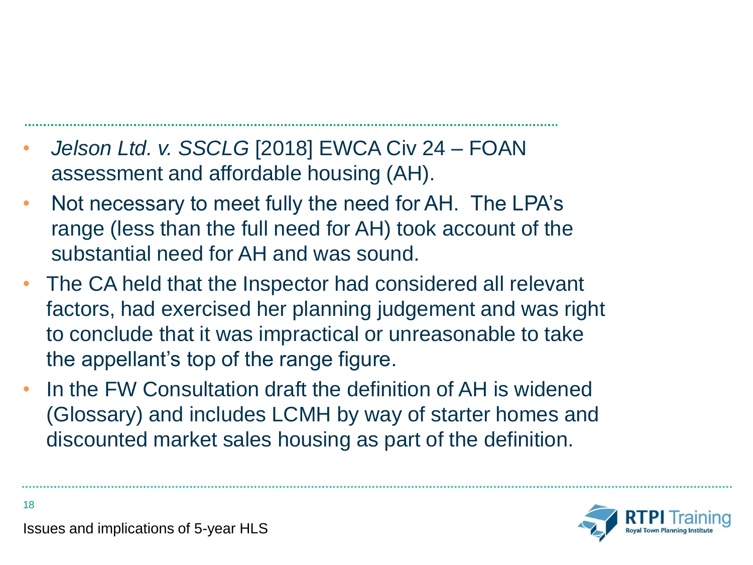- *Jelson Ltd. v. SSCLG* [2018] EWCA Civ 24 – FOAN assessment and affordable housing (AH).
- Not necessary to meet fully the need for AH. The LPA's range (less than the full need for AH) took account of the substantial need for AH and was sound.
- The CA held that the Inspector had considered all relevant factors, had exercised her planning judgement and was right to conclude that it was impractical or unreasonable to take the appellant's top of the range figure.
- In the FW Consultation draft the definition of AH is widened (Glossary) and includes LCMH by way of starter homes and discounted market sales housing as part of the definition.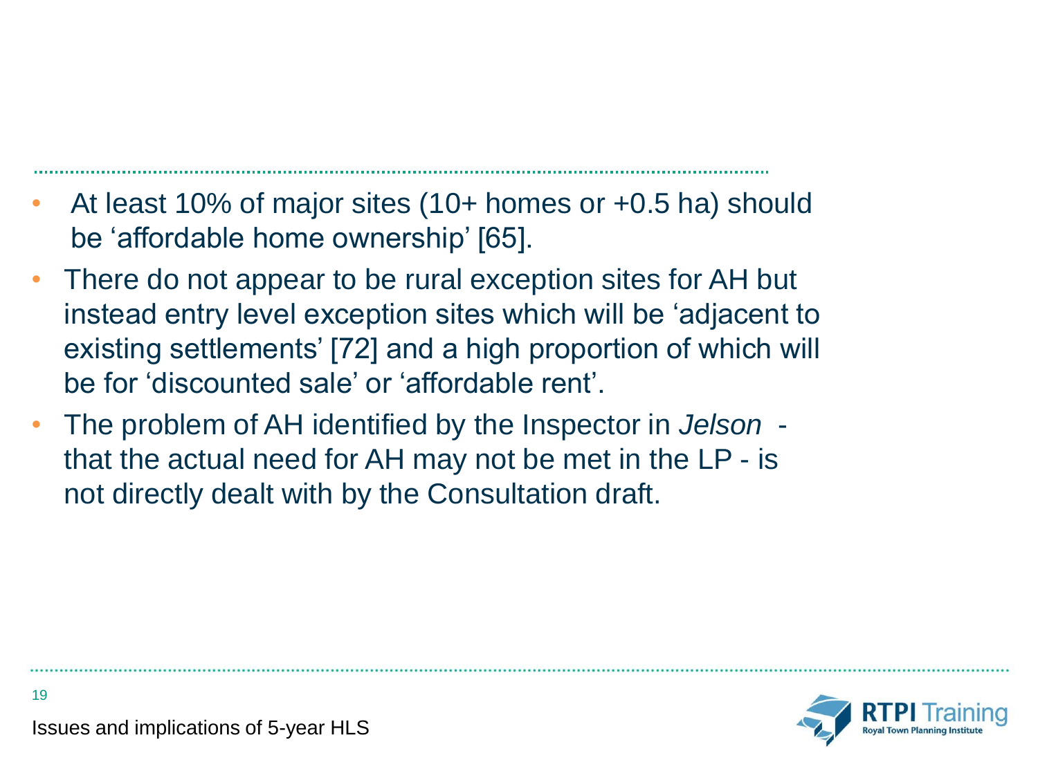- At least 10% of major sites (10+ homes or +0.5 ha) should be 'affordable home ownership' [65].
- There do not appear to be rural exception sites for AH but instead entry level exception sites which will be 'adjacent to existing settlements' [72] and a high proportion of which will be for 'discounted sale' or 'affordable rent'.
- The problem of AH identified by the Inspector in *Jelson* - that the actual need for AH may not be met in the LP - is not directly dealt with by the Consultation draft.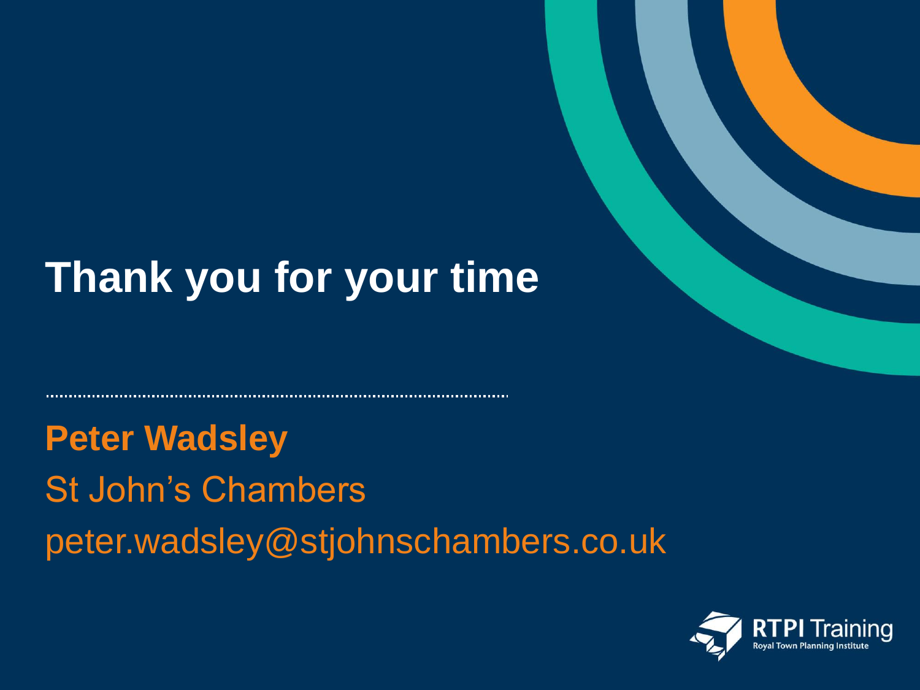# Thank you for your time

**Peter Wadsley**

St John's Chambers

peter.wadsley@stjohnschambers.co.uk

RTPI Training
Royal Town Planning Institute